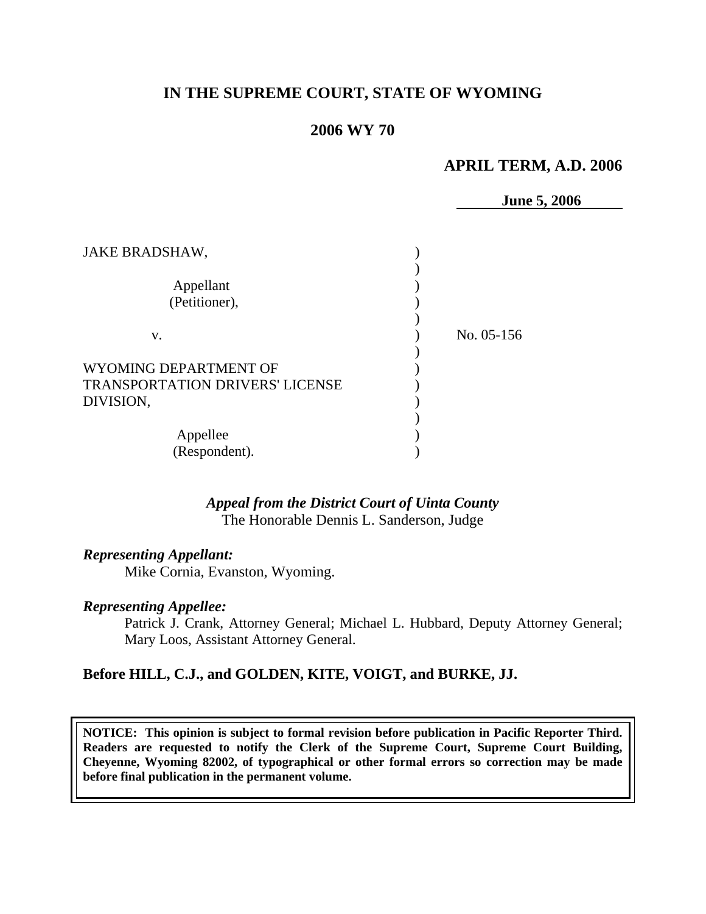# IN THE SUPREME COURT, STATE OF WYOMING

## 2006 WY 70

**APRIL TERM, A.D. 2006**

**June 5, 2006**

JAKE BRADSHAW,

Appellant
(Petitioner),

v.

WYOMING DEPARTMENT OF TRANSPORTATION DRIVERS' LICENSE DIVISION,

Appellee
(Respondent).

No. 05-156

*Appeal from the District Court of Uinta County*
The Honorable Dennis L. Sanderson, Judge

***Representing Appellant:***
Mike Cornia, Evanston, Wyoming.

***Representing Appellee:***
Patrick J. Crank, Attorney General; Michael L. Hubbard, Deputy Attorney General; Mary Loos, Assistant Attorney General.

**Before HILL, C.J., and GOLDEN, KITE, VOIGT, and BURKE, JJ.**

**NOTICE: This opinion is subject to formal revision before publication in Pacific Reporter Third. Readers are requested to notify the Clerk of the Supreme Court, Supreme Court Building, Cheyenne, Wyoming 82002, of typographical or other formal errors so correction may be made before final publication in the permanent volume.**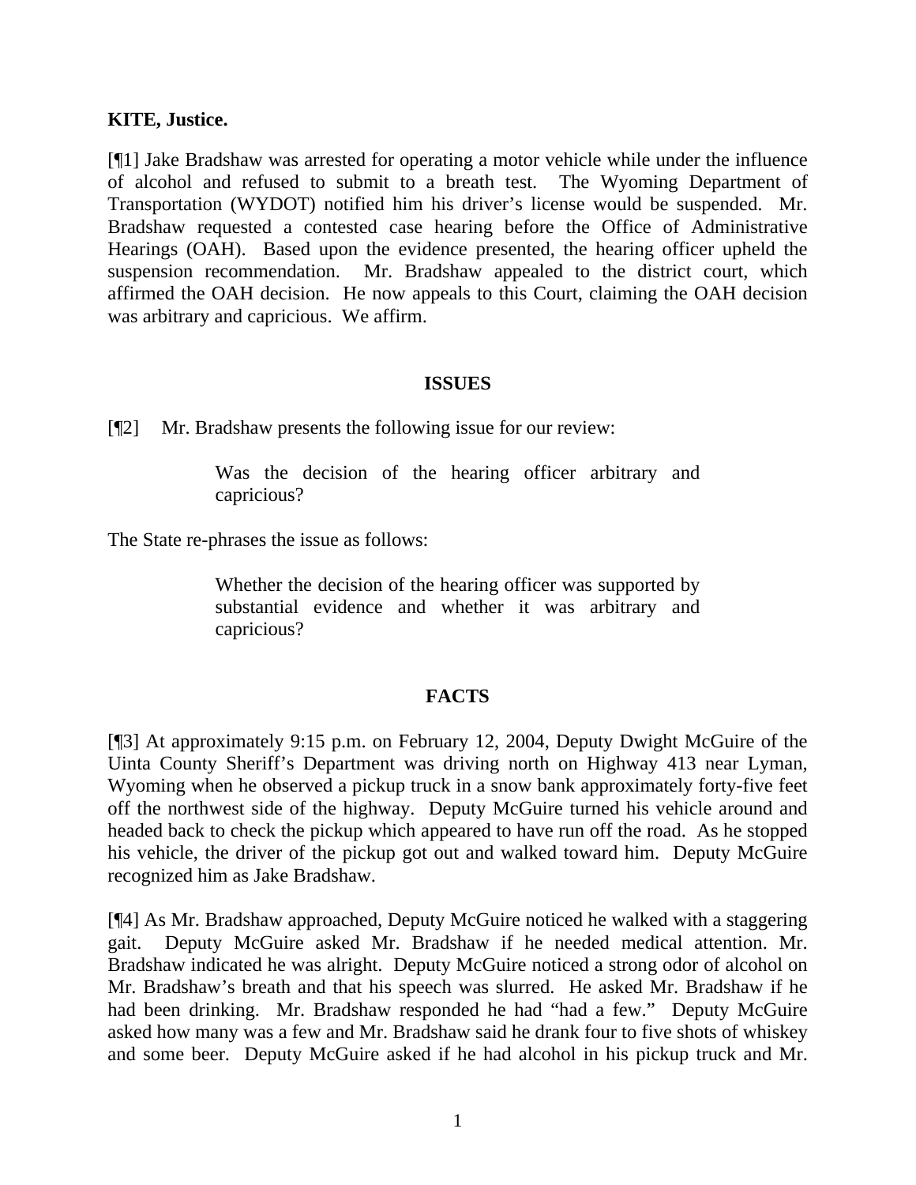**KITE, Justice.**

[¶1] Jake Bradshaw was arrested for operating a motor vehicle while under the influence of alcohol and refused to submit to a breath test. The Wyoming Department of Transportation (WYDOT) notified him his driver's license would be suspended. Mr. Bradshaw requested a contested case hearing before the Office of Administrative Hearings (OAH). Based upon the evidence presented, the hearing officer upheld the suspension recommendation. Mr. Bradshaw appealed to the district court, which affirmed the OAH decision. He now appeals to this Court, claiming the OAH decision was arbitrary and capricious. We affirm.

## ISSUES

[¶2] Mr. Bradshaw presents the following issue for our review:

> Was the decision of the hearing officer arbitrary and capricious?

The State re-phrases the issue as follows:

> Whether the decision of the hearing officer was supported by substantial evidence and whether it was arbitrary and capricious?

## FACTS

[¶3] At approximately 9:15 p.m. on February 12, 2004, Deputy Dwight McGuire of the Uinta County Sheriff's Department was driving north on Highway 413 near Lyman, Wyoming when he observed a pickup truck in a snow bank approximately forty-five feet off the northwest side of the highway. Deputy McGuire turned his vehicle around and headed back to check the pickup which appeared to have run off the road. As he stopped his vehicle, the driver of the pickup got out and walked toward him. Deputy McGuire recognized him as Jake Bradshaw.

[¶4] As Mr. Bradshaw approached, Deputy McGuire noticed he walked with a staggering gait. Deputy McGuire asked Mr. Bradshaw if he needed medical attention. Mr. Bradshaw indicated he was alright. Deputy McGuire noticed a strong odor of alcohol on Mr. Bradshaw's breath and that his speech was slurred. He asked Mr. Bradshaw if he had been drinking. Mr. Bradshaw responded he had "had a few." Deputy McGuire asked how many was a few and Mr. Bradshaw said he drank four to five shots of whiskey and some beer. Deputy McGuire asked if he had alcohol in his pickup truck and Mr.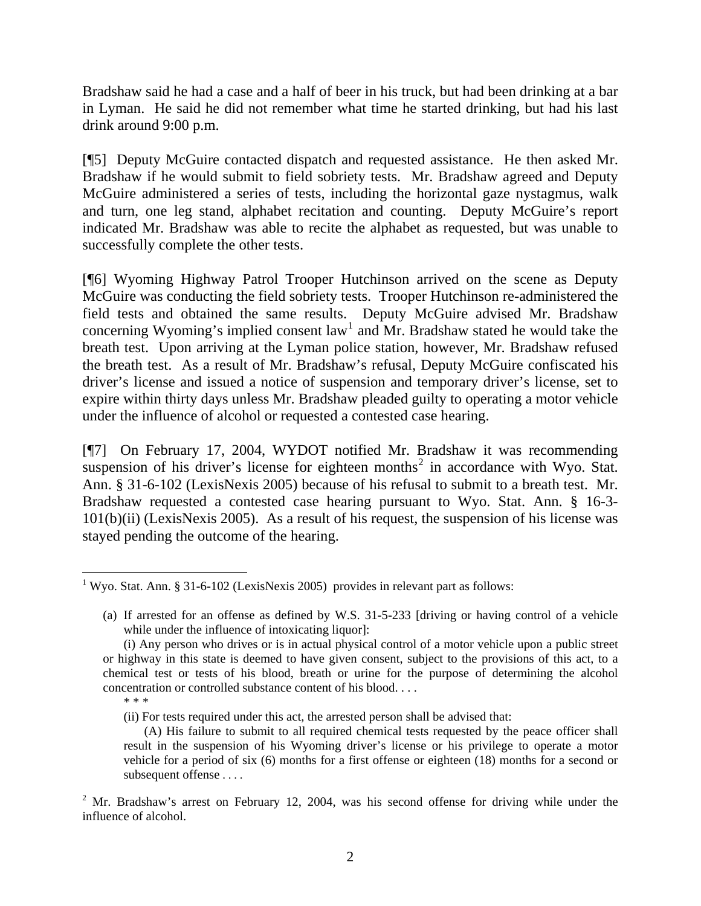Bradshaw said he had a case and a half of beer in his truck, but had been drinking at a bar in Lyman. He said he did not remember what time he started drinking, but had his last drink around 9:00 p.m.

[¶5] Deputy McGuire contacted dispatch and requested assistance. He then asked Mr. Bradshaw if he would submit to field sobriety tests. Mr. Bradshaw agreed and Deputy McGuire administered a series of tests, including the horizontal gaze nystagmus, walk and turn, one leg stand, alphabet recitation and counting. Deputy McGuire's report indicated Mr. Bradshaw was able to recite the alphabet as requested, but was unable to successfully complete the other tests.

[¶6] Wyoming Highway Patrol Trooper Hutchinson arrived on the scene as Deputy McGuire was conducting the field sobriety tests. Trooper Hutchinson re-administered the field tests and obtained the same results. Deputy McGuire advised Mr. Bradshaw concerning Wyoming's implied consent law[1] and Mr. Bradshaw stated he would take the breath test. Upon arriving at the Lyman police station, however, Mr. Bradshaw refused the breath test. As a result of Mr. Bradshaw's refusal, Deputy McGuire confiscated his driver's license and issued a notice of suspension and temporary driver's license, set to expire within thirty days unless Mr. Bradshaw pleaded guilty to operating a motor vehicle under the influence of alcohol or requested a contested case hearing.

[¶7] On February 17, 2004, WYDOT notified Mr. Bradshaw it was recommending suspension of his driver's license for eighteen months[2] in accordance with Wyo. Stat. Ann. § 31-6-102 (LexisNexis 2005) because of his refusal to submit to a breath test. Mr. Bradshaw requested a contested case hearing pursuant to Wyo. Stat. Ann. § 16-3-101(b)(ii) (LexisNexis 2005). As a result of his request, the suspension of his license was stayed pending the outcome of the hearing.

---

[1] Wyo. Stat. Ann. § 31-6-102 (LexisNexis 2005) provides in relevant part as follows:

> (a) If arrested for an offense as defined by W.S. 31-5-233 [driving or having control of a vehicle while under the influence of intoxicating liquor]:
>
> (i) Any person who drives or is in actual physical control of a motor vehicle upon a public street or highway in this state is deemed to have given consent, subject to the provisions of this act, to a chemical test or tests of his blood, breath or urine for the purpose of determining the alcohol concentration or controlled substance content of his blood. . . .
>
> \* \* \*
>
> (ii) For tests required under this act, the arrested person shall be advised that:
>
> (A) His failure to submit to all required chemical tests requested by the peace officer shall result in the suspension of his Wyoming driver's license or his privilege to operate a motor vehicle for a period of six (6) months for a first offense or eighteen (18) months for a second or subsequent offense . . . .

[2] Mr. Bradshaw's arrest on February 12, 2004, was his second offense for driving while under the influence of alcohol.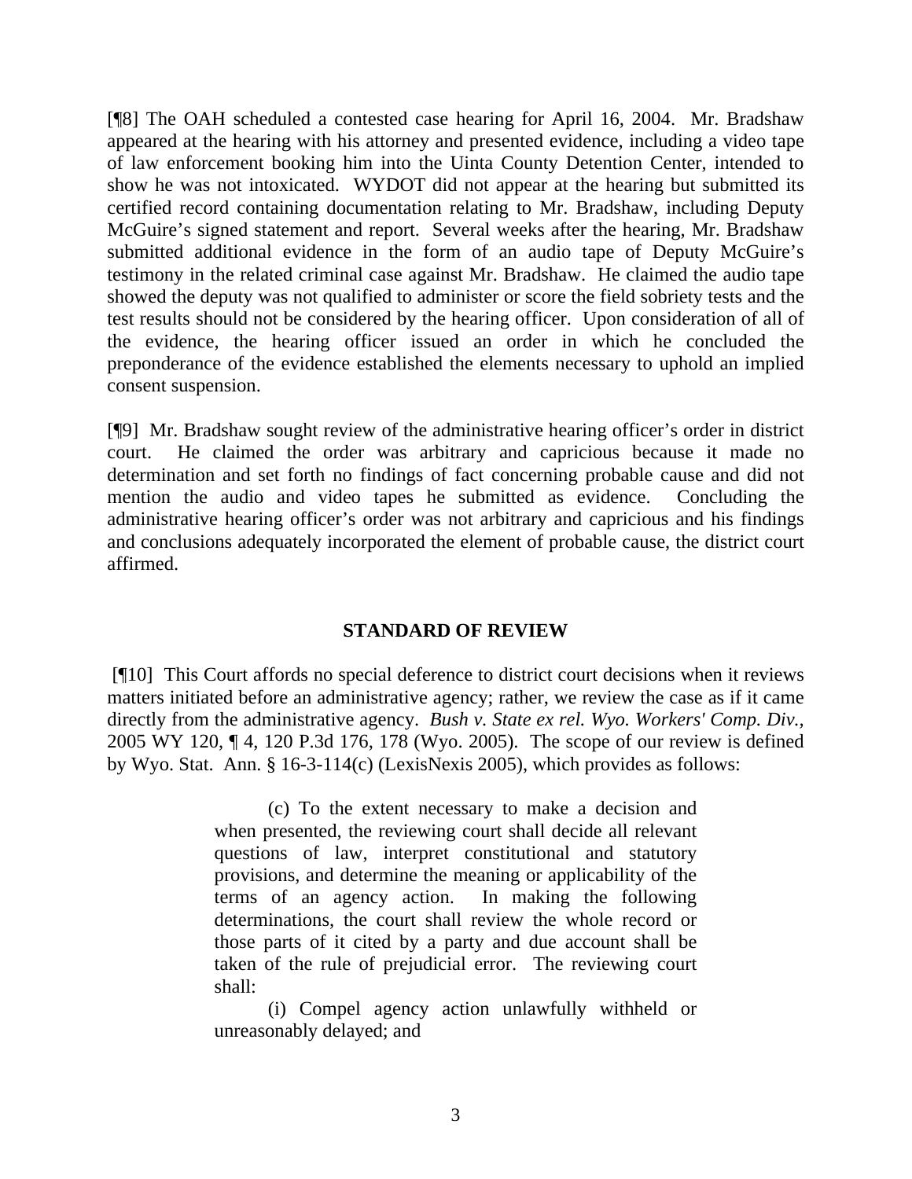[¶8] The OAH scheduled a contested case hearing for April 16, 2004. Mr. Bradshaw appeared at the hearing with his attorney and presented evidence, including a video tape of law enforcement booking him into the Uinta County Detention Center, intended to show he was not intoxicated. WYDOT did not appear at the hearing but submitted its certified record containing documentation relating to Mr. Bradshaw, including Deputy McGuire's signed statement and report. Several weeks after the hearing, Mr. Bradshaw submitted additional evidence in the form of an audio tape of Deputy McGuire's testimony in the related criminal case against Mr. Bradshaw. He claimed the audio tape showed the deputy was not qualified to administer or score the field sobriety tests and the test results should not be considered by the hearing officer. Upon consideration of all of the evidence, the hearing officer issued an order in which he concluded the preponderance of the evidence established the elements necessary to uphold an implied consent suspension.

[¶9] Mr. Bradshaw sought review of the administrative hearing officer's order in district court. He claimed the order was arbitrary and capricious because it made no determination and set forth no findings of fact concerning probable cause and did not mention the audio and video tapes he submitted as evidence. Concluding the administrative hearing officer's order was not arbitrary and capricious and his findings and conclusions adequately incorporated the element of probable cause, the district court affirmed.

## STANDARD OF REVIEW

[¶10] This Court affords no special deference to district court decisions when it reviews matters initiated before an administrative agency; rather, we review the case as if it came directly from the administrative agency. *Bush v. State ex rel. Wyo. Workers' Comp. Div.*, 2005 WY 120, ¶ 4, 120 P.3d 176, 178 (Wyo. 2005). The scope of our review is defined by Wyo. Stat. Ann. § 16-3-114(c) (LexisNexis 2005), which provides as follows:

> (c) To the extent necessary to make a decision and when presented, the reviewing court shall decide all relevant questions of law, interpret constitutional and statutory provisions, and determine the meaning or applicability of the terms of an agency action. In making the following determinations, the court shall review the whole record or those parts of it cited by a party and due account shall be taken of the rule of prejudicial error. The reviewing court shall:
>
> (i) Compel agency action unlawfully withheld or unreasonably delayed; and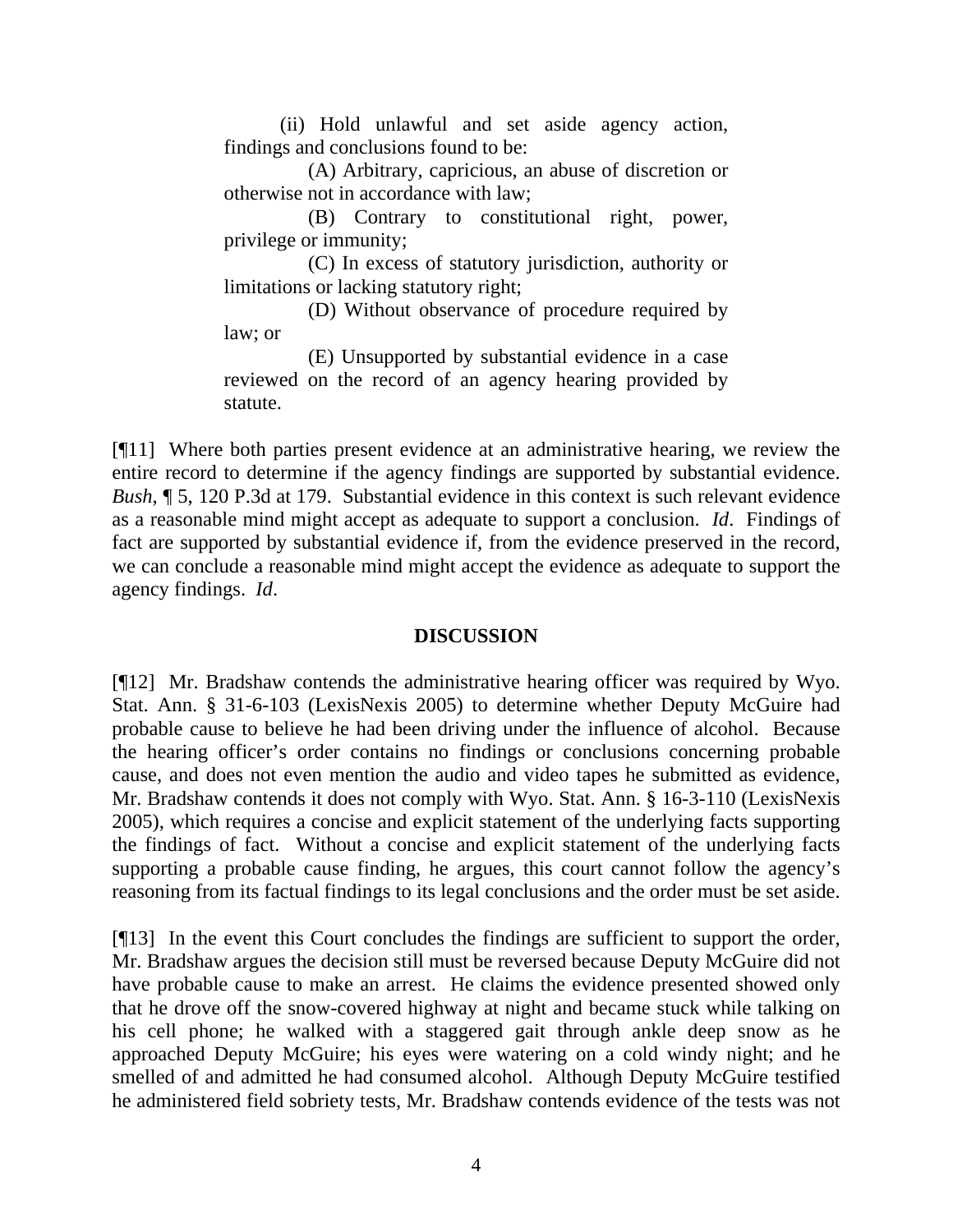(ii) Hold unlawful and set aside agency action, findings and conclusions found to be:

(A) Arbitrary, capricious, an abuse of discretion or otherwise not in accordance with law;

(B) Contrary to constitutional right, power, privilege or immunity;

(C) In excess of statutory jurisdiction, authority or limitations or lacking statutory right;

(D) Without observance of procedure required by law; or

(E) Unsupported by substantial evidence in a case reviewed on the record of an agency hearing provided by statute.

[¶11] Where both parties present evidence at an administrative hearing, we review the entire record to determine if the agency findings are supported by substantial evidence. *Bush*, ¶ 5, 120 P.3d at 179. Substantial evidence in this context is such relevant evidence as a reasonable mind might accept as adequate to support a conclusion. *Id*. Findings of fact are supported by substantial evidence if, from the evidence preserved in the record, we can conclude a reasonable mind might accept the evidence as adequate to support the agency findings. *Id*.

## DISCUSSION

[¶12] Mr. Bradshaw contends the administrative hearing officer was required by Wyo. Stat. Ann. § 31-6-103 (LexisNexis 2005) to determine whether Deputy McGuire had probable cause to believe he had been driving under the influence of alcohol. Because the hearing officer's order contains no findings or conclusions concerning probable cause, and does not even mention the audio and video tapes he submitted as evidence, Mr. Bradshaw contends it does not comply with Wyo. Stat. Ann. § 16-3-110 (LexisNexis 2005), which requires a concise and explicit statement of the underlying facts supporting the findings of fact. Without a concise and explicit statement of the underlying facts supporting a probable cause finding, he argues, this court cannot follow the agency's reasoning from its factual findings to its legal conclusions and the order must be set aside.

[¶13] In the event this Court concludes the findings are sufficient to support the order, Mr. Bradshaw argues the decision still must be reversed because Deputy McGuire did not have probable cause to make an arrest. He claims the evidence presented showed only that he drove off the snow-covered highway at night and became stuck while talking on his cell phone; he walked with a staggered gait through ankle deep snow as he approached Deputy McGuire; his eyes were watering on a cold windy night; and he smelled of and admitted he had consumed alcohol. Although Deputy McGuire testified he administered field sobriety tests, Mr. Bradshaw contends evidence of the tests was not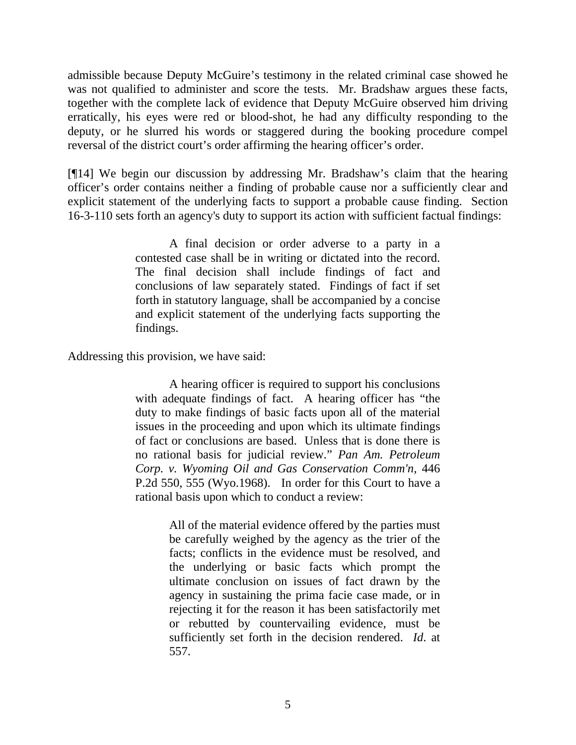admissible because Deputy McGuire's testimony in the related criminal case showed he was not qualified to administer and score the tests. Mr. Bradshaw argues these facts, together with the complete lack of evidence that Deputy McGuire observed him driving erratically, his eyes were red or blood-shot, he had any difficulty responding to the deputy, or he slurred his words or staggered during the booking procedure compel reversal of the district court's order affirming the hearing officer's order.

[¶14] We begin our discussion by addressing Mr. Bradshaw's claim that the hearing officer's order contains neither a finding of probable cause nor a sufficiently clear and explicit statement of the underlying facts to support a probable cause finding. Section 16-3-110 sets forth an agency's duty to support its action with sufficient factual findings:

> A final decision or order adverse to a party in a contested case shall be in writing or dictated into the record. The final decision shall include findings of fact and conclusions of law separately stated. Findings of fact if set forth in statutory language, shall be accompanied by a concise and explicit statement of the underlying facts supporting the findings.

Addressing this provision, we have said:

> A hearing officer is required to support his conclusions with adequate findings of fact. A hearing officer has "the duty to make findings of basic facts upon all of the material issues in the proceeding and upon which its ultimate findings of fact or conclusions are based. Unless that is done there is no rational basis for judicial review." *Pan Am. Petroleum Corp. v. Wyoming Oil and Gas Conservation Comm'n*, 446 P.2d 550, 555 (Wyo.1968). In order for this Court to have a rational basis upon which to conduct a review:
>
> > All of the material evidence offered by the parties must be carefully weighed by the agency as the trier of the facts; conflicts in the evidence must be resolved, and the underlying or basic facts which prompt the ultimate conclusion on issues of fact drawn by the agency in sustaining the prima facie case made, or in rejecting it for the reason it has been satisfactorily met or rebutted by countervailing evidence, must be sufficiently set forth in the decision rendered. *Id*. at 557.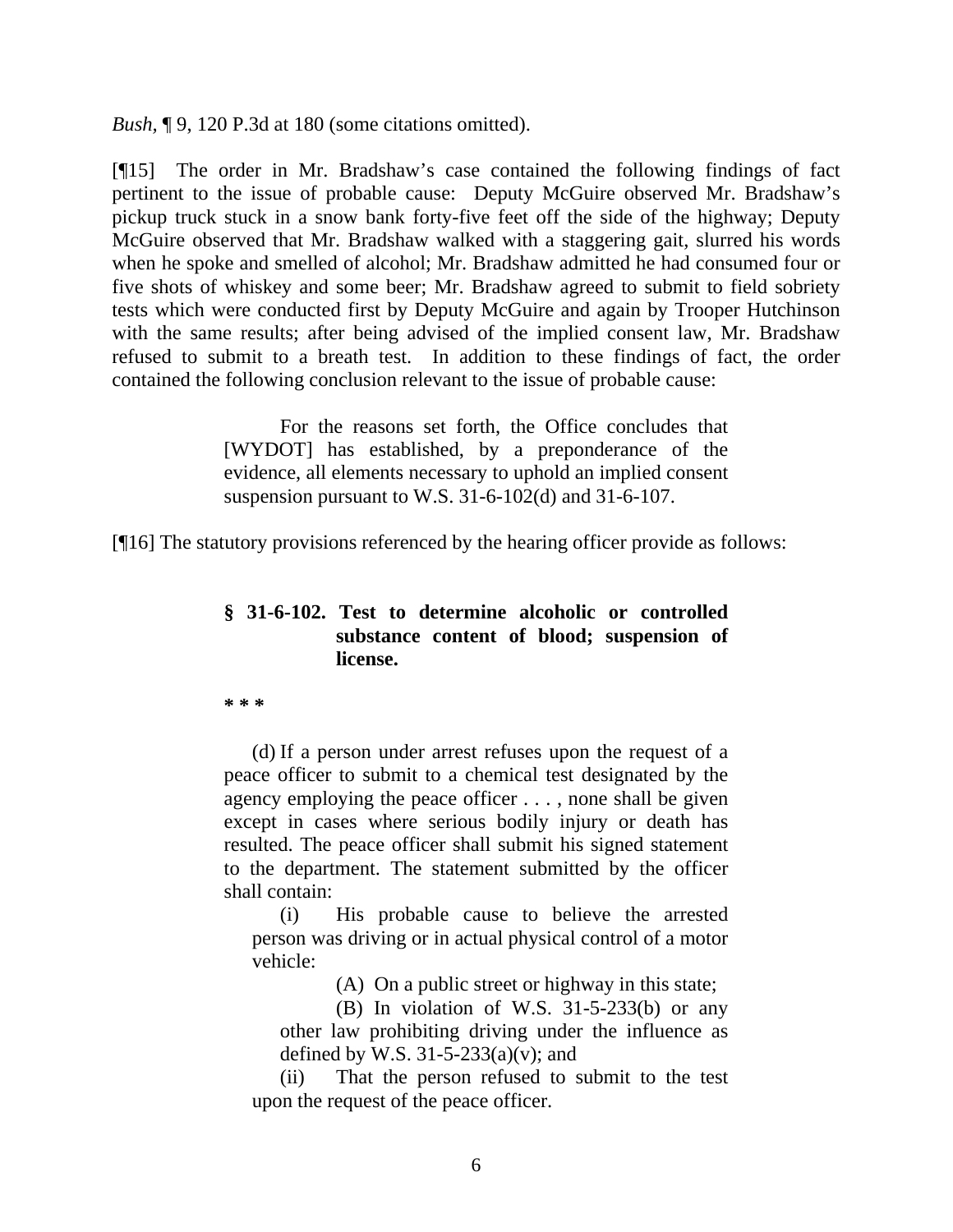*Bush*, ¶ 9, 120 P.3d at 180 (some citations omitted).

[¶15] The order in Mr. Bradshaw's case contained the following findings of fact pertinent to the issue of probable cause: Deputy McGuire observed Mr. Bradshaw's pickup truck stuck in a snow bank forty-five feet off the side of the highway; Deputy McGuire observed that Mr. Bradshaw walked with a staggering gait, slurred his words when he spoke and smelled of alcohol; Mr. Bradshaw admitted he had consumed four or five shots of whiskey and some beer; Mr. Bradshaw agreed to submit to field sobriety tests which were conducted first by Deputy McGuire and again by Trooper Hutchinson with the same results; after being advised of the implied consent law, Mr. Bradshaw refused to submit to a breath test. In addition to these findings of fact, the order contained the following conclusion relevant to the issue of probable cause:

> For the reasons set forth, the Office concludes that [WYDOT] has established, by a preponderance of the evidence, all elements necessary to uphold an implied consent suspension pursuant to W.S. 31-6-102(d) and 31-6-107.

[¶16] The statutory provisions referenced by the hearing officer provide as follows:

> **§ 31-6-102. Test to determine alcoholic or controlled substance content of blood; suspension of license.**
>
> **\* \* \***
>
> (d) If a person under arrest refuses upon the request of a peace officer to submit to a chemical test designated by the agency employing the peace officer . . . , none shall be given except in cases where serious bodily injury or death has resulted. The peace officer shall submit his signed statement to the department. The statement submitted by the officer shall contain:
>
> (i) His probable cause to believe the arrested person was driving or in actual physical control of a motor vehicle:
>
> (A) On a public street or highway in this state;
>
> (B) In violation of W.S. 31-5-233(b) or any other law prohibiting driving under the influence as defined by W.S. 31-5-233(a)(v); and
>
> (ii) That the person refused to submit to the test upon the request of the peace officer.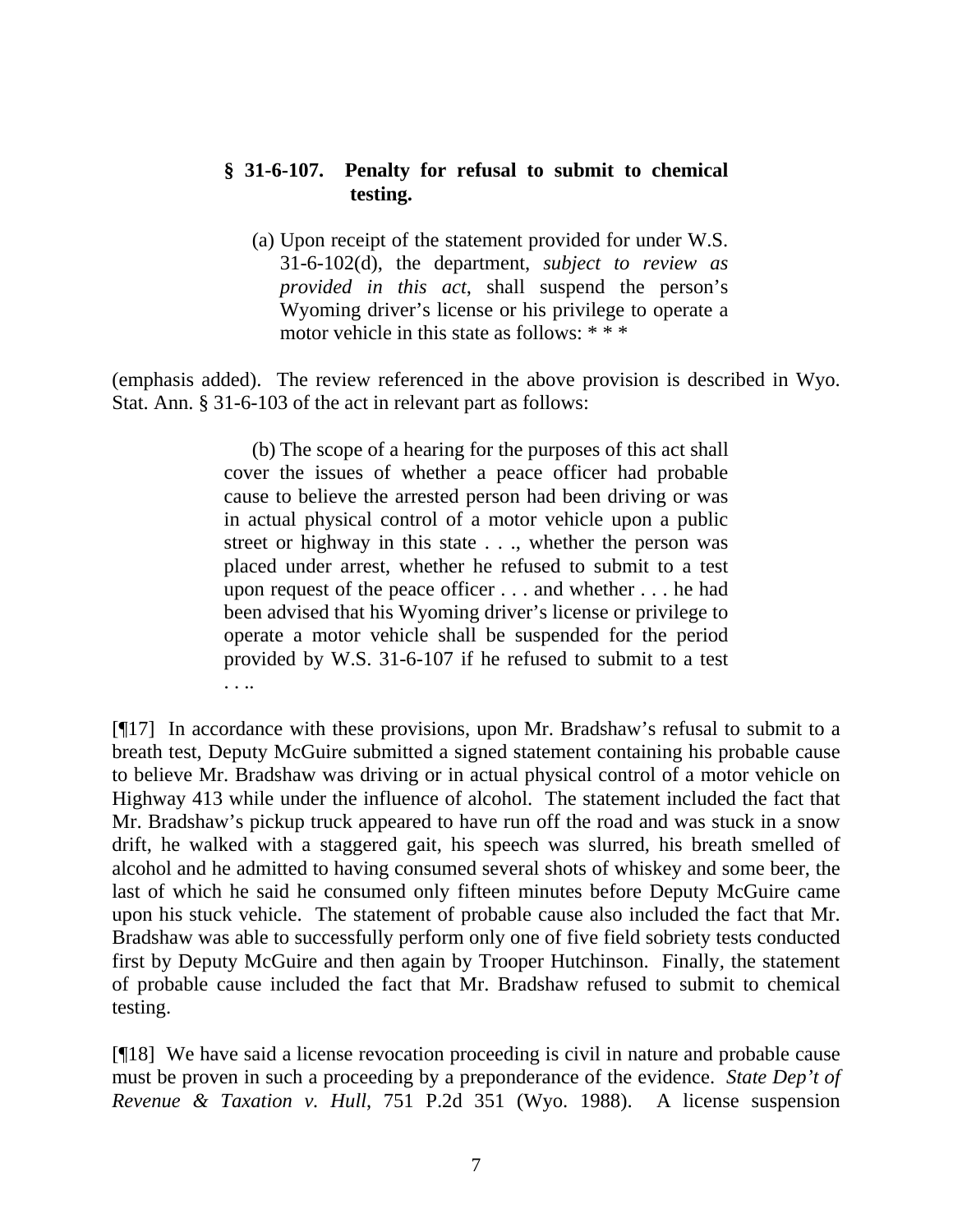> **§ 31-6-107. Penalty for refusal to submit to chemical testing.**
>
> (a) Upon receipt of the statement provided for under W.S. 31-6-102(d), the department, *subject to review as provided in this act*, shall suspend the person's Wyoming driver's license or his privilege to operate a motor vehicle in this state as follows: * * *

(emphasis added). The review referenced in the above provision is described in Wyo. Stat. Ann. § 31-6-103 of the act in relevant part as follows:

> (b) The scope of a hearing for the purposes of this act shall cover the issues of whether a peace officer had probable cause to believe the arrested person had been driving or was in actual physical control of a motor vehicle upon a public street or highway in this state . . ., whether the person was placed under arrest, whether he refused to submit to a test upon request of the peace officer . . . and whether . . . he had been advised that his Wyoming driver's license or privilege to operate a motor vehicle shall be suspended for the period provided by W.S. 31-6-107 if he refused to submit to a test . . ..

[¶17] In accordance with these provisions, upon Mr. Bradshaw's refusal to submit to a breath test, Deputy McGuire submitted a signed statement containing his probable cause to believe Mr. Bradshaw was driving or in actual physical control of a motor vehicle on Highway 413 while under the influence of alcohol. The statement included the fact that Mr. Bradshaw's pickup truck appeared to have run off the road and was stuck in a snow drift, he walked with a staggered gait, his speech was slurred, his breath smelled of alcohol and he admitted to having consumed several shots of whiskey and some beer, the last of which he said he consumed only fifteen minutes before Deputy McGuire came upon his stuck vehicle. The statement of probable cause also included the fact that Mr. Bradshaw was able to successfully perform only one of five field sobriety tests conducted first by Deputy McGuire and then again by Trooper Hutchinson. Finally, the statement of probable cause included the fact that Mr. Bradshaw refused to submit to chemical testing.

[¶18] We have said a license revocation proceeding is civil in nature and probable cause must be proven in such a proceeding by a preponderance of the evidence. *State Dep't of Revenue & Taxation v. Hull*, 751 P.2d 351 (Wyo. 1988). A license suspension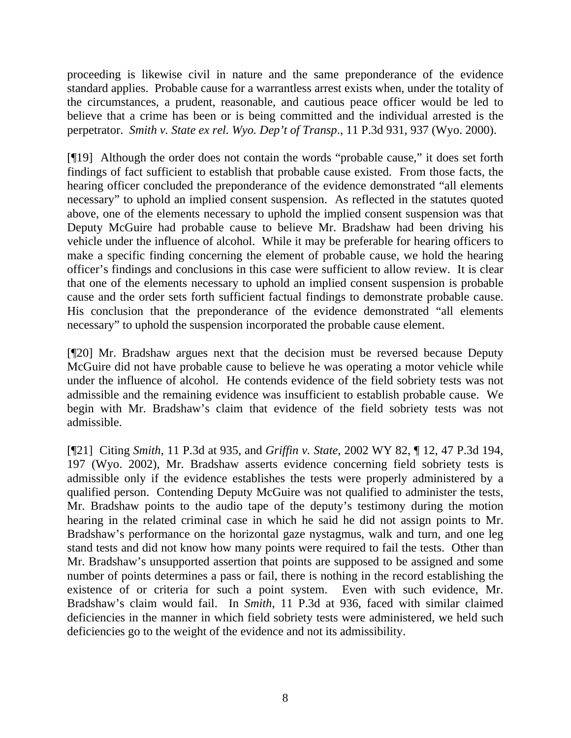proceeding is likewise civil in nature and the same preponderance of the evidence standard applies. Probable cause for a warrantless arrest exists when, under the totality of the circumstances, a prudent, reasonable, and cautious peace officer would be led to believe that a crime has been or is being committed and the individual arrested is the perpetrator. *Smith v. State ex rel. Wyo. Dep't of Transp*., 11 P.3d 931, 937 (Wyo. 2000).

[¶19] Although the order does not contain the words "probable cause," it does set forth findings of fact sufficient to establish that probable cause existed. From those facts, the hearing officer concluded the preponderance of the evidence demonstrated "all elements necessary" to uphold an implied consent suspension. As reflected in the statutes quoted above, one of the elements necessary to uphold the implied consent suspension was that Deputy McGuire had probable cause to believe Mr. Bradshaw had been driving his vehicle under the influence of alcohol. While it may be preferable for hearing officers to make a specific finding concerning the element of probable cause, we hold the hearing officer's findings and conclusions in this case were sufficient to allow review. It is clear that one of the elements necessary to uphold an implied consent suspension is probable cause and the order sets forth sufficient factual findings to demonstrate probable cause. His conclusion that the preponderance of the evidence demonstrated "all elements necessary" to uphold the suspension incorporated the probable cause element.

[¶20] Mr. Bradshaw argues next that the decision must be reversed because Deputy McGuire did not have probable cause to believe he was operating a motor vehicle while under the influence of alcohol. He contends evidence of the field sobriety tests was not admissible and the remaining evidence was insufficient to establish probable cause. We begin with Mr. Bradshaw's claim that evidence of the field sobriety tests was not admissible.

[¶21] Citing *Smith*, 11 P.3d at 935, and *Griffin v. State*, 2002 WY 82, ¶ 12, 47 P.3d 194, 197 (Wyo. 2002), Mr. Bradshaw asserts evidence concerning field sobriety tests is admissible only if the evidence establishes the tests were properly administered by a qualified person. Contending Deputy McGuire was not qualified to administer the tests, Mr. Bradshaw points to the audio tape of the deputy's testimony during the motion hearing in the related criminal case in which he said he did not assign points to Mr. Bradshaw's performance on the horizontal gaze nystagmus, walk and turn, and one leg stand tests and did not know how many points were required to fail the tests. Other than Mr. Bradshaw's unsupported assertion that points are supposed to be assigned and some number of points determines a pass or fail, there is nothing in the record establishing the existence of or criteria for such a point system. Even with such evidence, Mr. Bradshaw's claim would fail. In *Smith*, 11 P.3d at 936, faced with similar claimed deficiencies in the manner in which field sobriety tests were administered, we held such deficiencies go to the weight of the evidence and not its admissibility.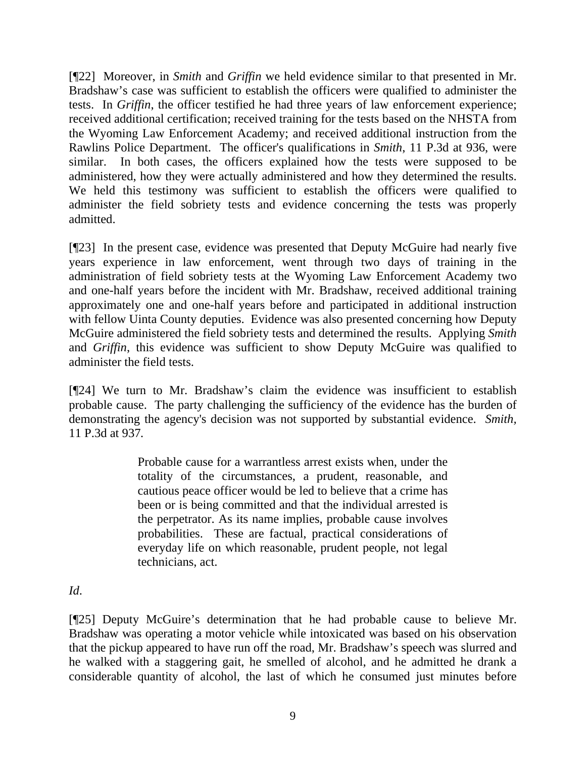[¶22] Moreover, in *Smith* and *Griffin* we held evidence similar to that presented in Mr. Bradshaw's case was sufficient to establish the officers were qualified to administer the tests. In *Griffin*, the officer testified he had three years of law enforcement experience; received additional certification; received training for the tests based on the NHSTA from the Wyoming Law Enforcement Academy; and received additional instruction from the Rawlins Police Department. The officer's qualifications in *Smith*, 11 P.3d at 936, were similar. In both cases, the officers explained how the tests were supposed to be administered, how they were actually administered and how they determined the results. We held this testimony was sufficient to establish the officers were qualified to administer the field sobriety tests and evidence concerning the tests was properly admitted.

[¶23] In the present case, evidence was presented that Deputy McGuire had nearly five years experience in law enforcement, went through two days of training in the administration of field sobriety tests at the Wyoming Law Enforcement Academy two and one-half years before the incident with Mr. Bradshaw, received additional training approximately one and one-half years before and participated in additional instruction with fellow Uinta County deputies. Evidence was also presented concerning how Deputy McGuire administered the field sobriety tests and determined the results. Applying *Smith* and *Griffin*, this evidence was sufficient to show Deputy McGuire was qualified to administer the field tests.

[¶24] We turn to Mr. Bradshaw's claim the evidence was insufficient to establish probable cause. The party challenging the sufficiency of the evidence has the burden of demonstrating the agency's decision was not supported by substantial evidence. *Smith*, 11 P.3d at 937.

> Probable cause for a warrantless arrest exists when, under the totality of the circumstances, a prudent, reasonable, and cautious peace officer would be led to believe that a crime has been or is being committed and that the individual arrested is the perpetrator. As its name implies, probable cause involves probabilities. These are factual, practical considerations of everyday life on which reasonable, prudent people, not legal technicians, act.

*Id.*

[¶25] Deputy McGuire's determination that he had probable cause to believe Mr. Bradshaw was operating a motor vehicle while intoxicated was based on his observation that the pickup appeared to have run off the road, Mr. Bradshaw's speech was slurred and he walked with a staggering gait, he smelled of alcohol, and he admitted he drank a considerable quantity of alcohol, the last of which he consumed just minutes before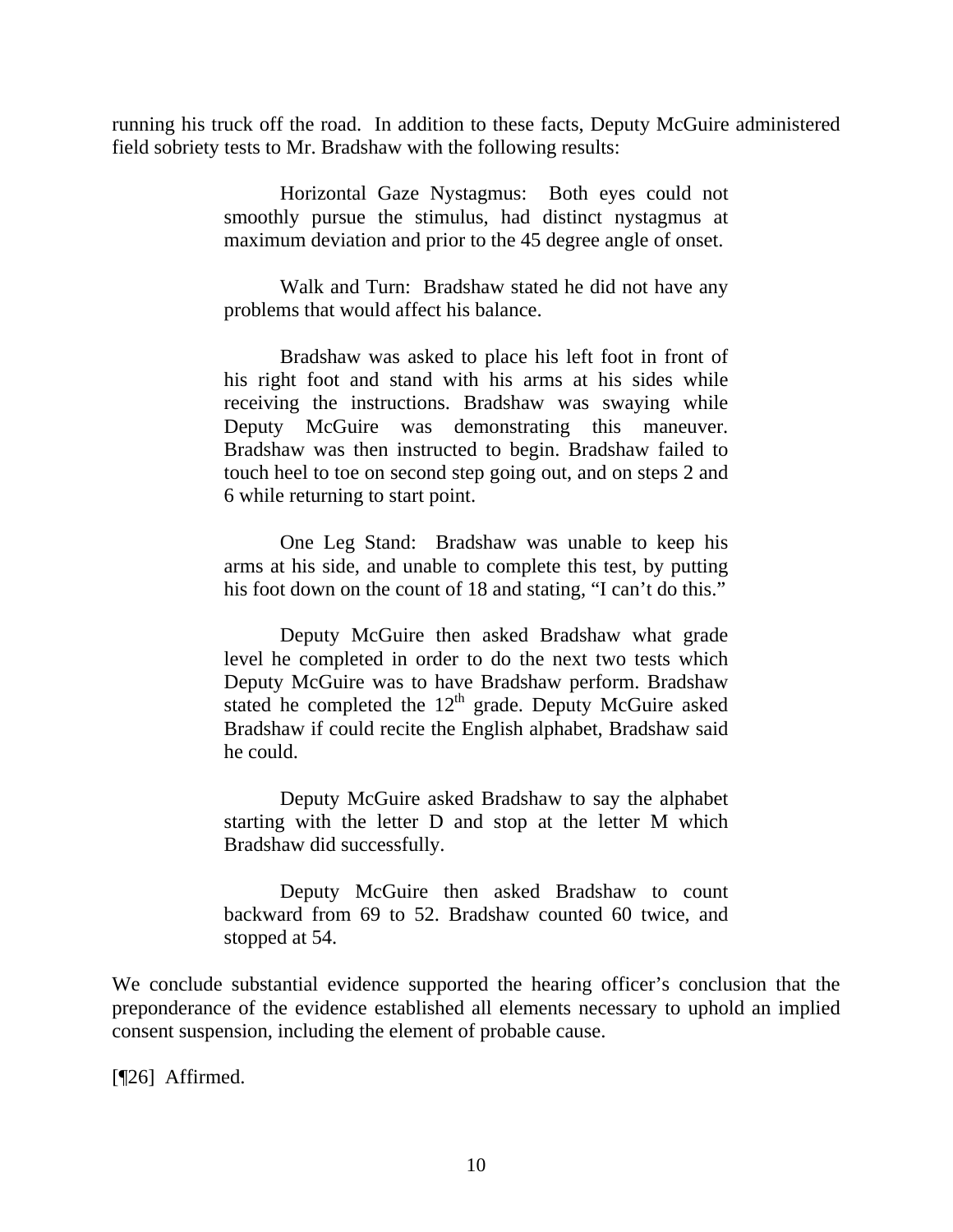running his truck off the road. In addition to these facts, Deputy McGuire administered field sobriety tests to Mr. Bradshaw with the following results:

> Horizontal Gaze Nystagmus: Both eyes could not smoothly pursue the stimulus, had distinct nystagmus at maximum deviation and prior to the 45 degree angle of onset.
>
> Walk and Turn: Bradshaw stated he did not have any problems that would affect his balance.
>
> Bradshaw was asked to place his left foot in front of his right foot and stand with his arms at his sides while receiving the instructions. Bradshaw was swaying while Deputy McGuire was demonstrating this maneuver. Bradshaw was then instructed to begin. Bradshaw failed to touch heel to toe on second step going out, and on steps 2 and 6 while returning to start point.
>
> One Leg Stand: Bradshaw was unable to keep his arms at his side, and unable to complete this test, by putting his foot down on the count of 18 and stating, "I can't do this."
>
> Deputy McGuire then asked Bradshaw what grade level he completed in order to do the next two tests which Deputy McGuire was to have Bradshaw perform. Bradshaw stated he completed the 12th grade. Deputy McGuire asked Bradshaw if could recite the English alphabet, Bradshaw said he could.
>
> Deputy McGuire asked Bradshaw to say the alphabet starting with the letter D and stop at the letter M which Bradshaw did successfully.
>
> Deputy McGuire then asked Bradshaw to count backward from 69 to 52. Bradshaw counted 60 twice, and stopped at 54.

We conclude substantial evidence supported the hearing officer's conclusion that the preponderance of the evidence established all elements necessary to uphold an implied consent suspension, including the element of probable cause.

[¶26] Affirmed.